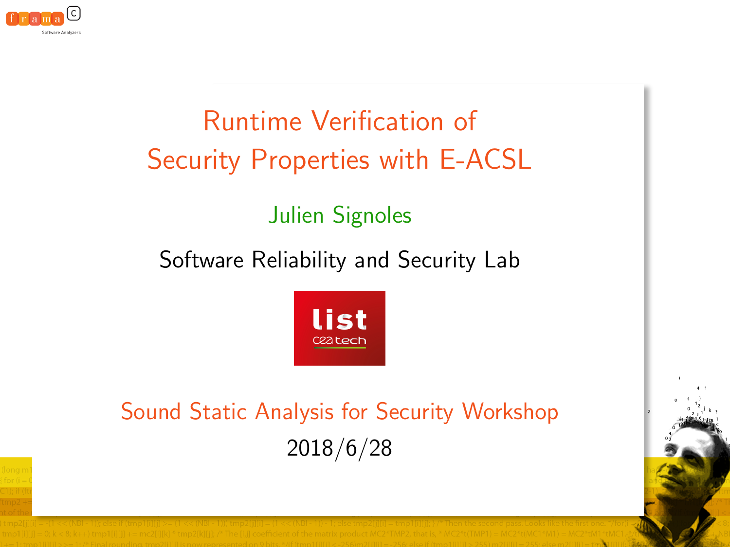# Runtime Verification of Security Properties with E-ACSL

Julien Signoles

Software Reliability and Security Lab

Sound Static Analysis for Security Workshop

2018/6/28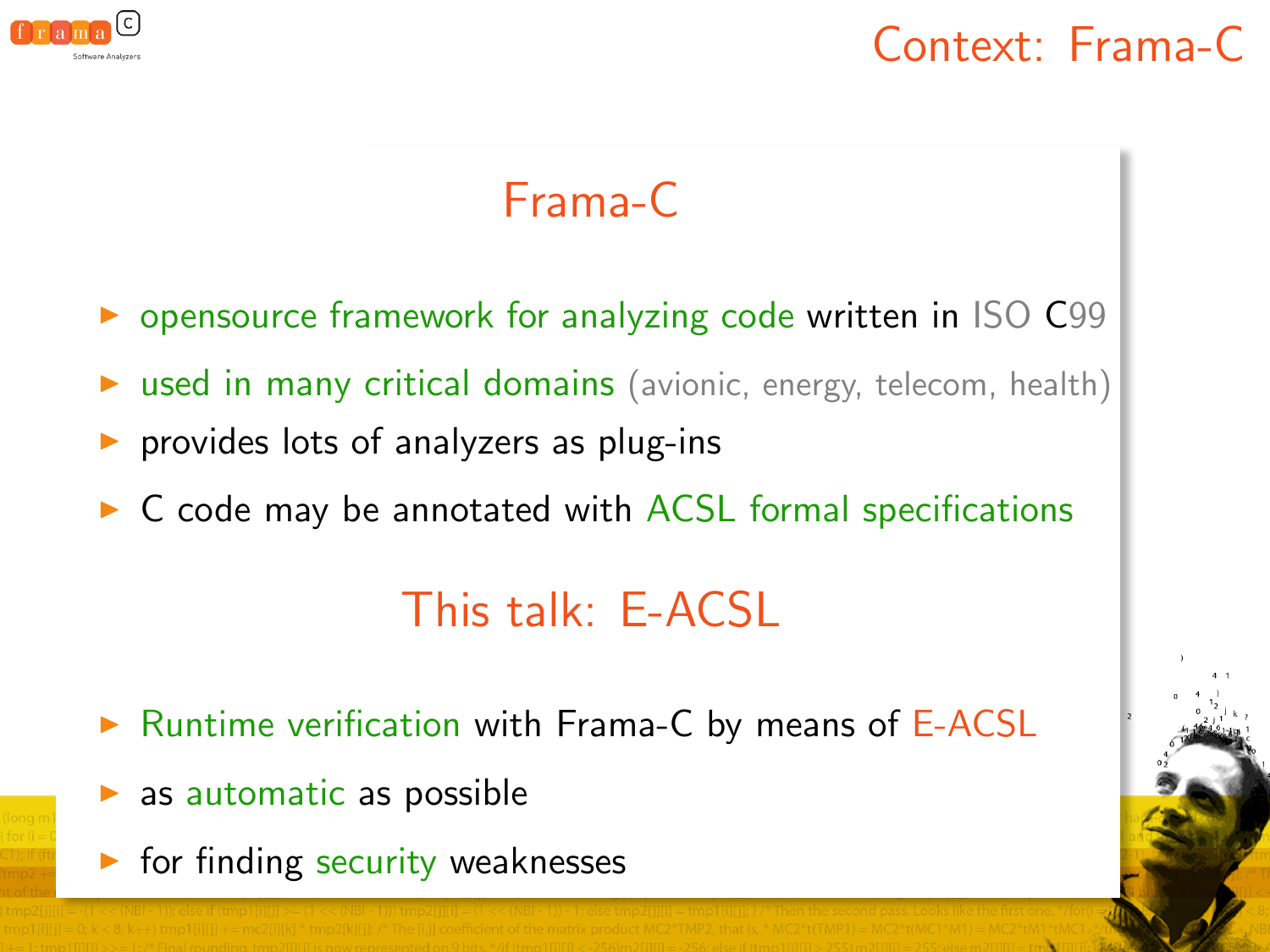# Context: Frama-C

## Frama-C

- opensource framework for analyzing code written in ISO C99
- used in many critical domains (avionic, energy, telecom, health)
- provides lots of analyzers as plug-ins
- C code may be annotated with ACSL formal specifications

## This talk: E-ACSL

- Runtime verification with Frama-C by means of E-ACSL
- as automatic as possible
- for finding security weaknesses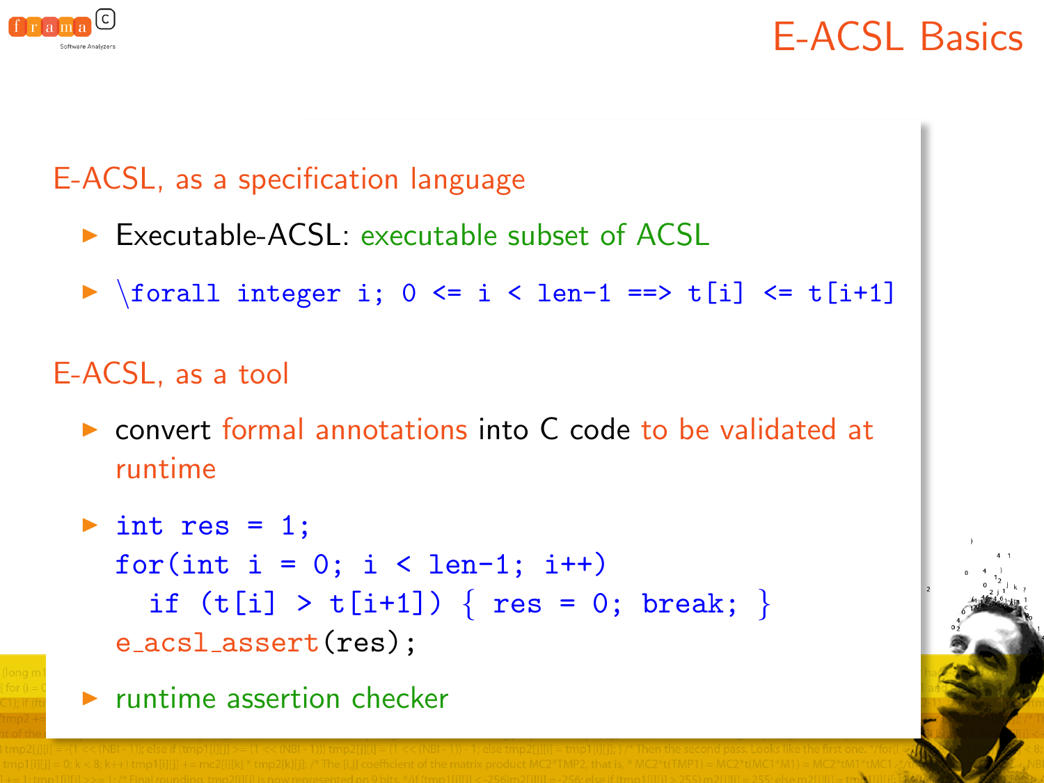# E-ACSL Basics

## E-ACSL, as a specification language

- Executable-ACSL: executable subset of ACSL
- `\forall integer i; 0 <= i < len-1 ==> t[i] <= t[i+1]`

## E-ACSL, as a tool

- convert formal annotations into C code to be validated at runtime
- ```
  int res = 1;
  for(int i = 0; i < len-1; i++)
    if (t[i] > t[i+1]) { res = 0; break; }
  e_acsl_assert(res);
  ```
- runtime assertion checker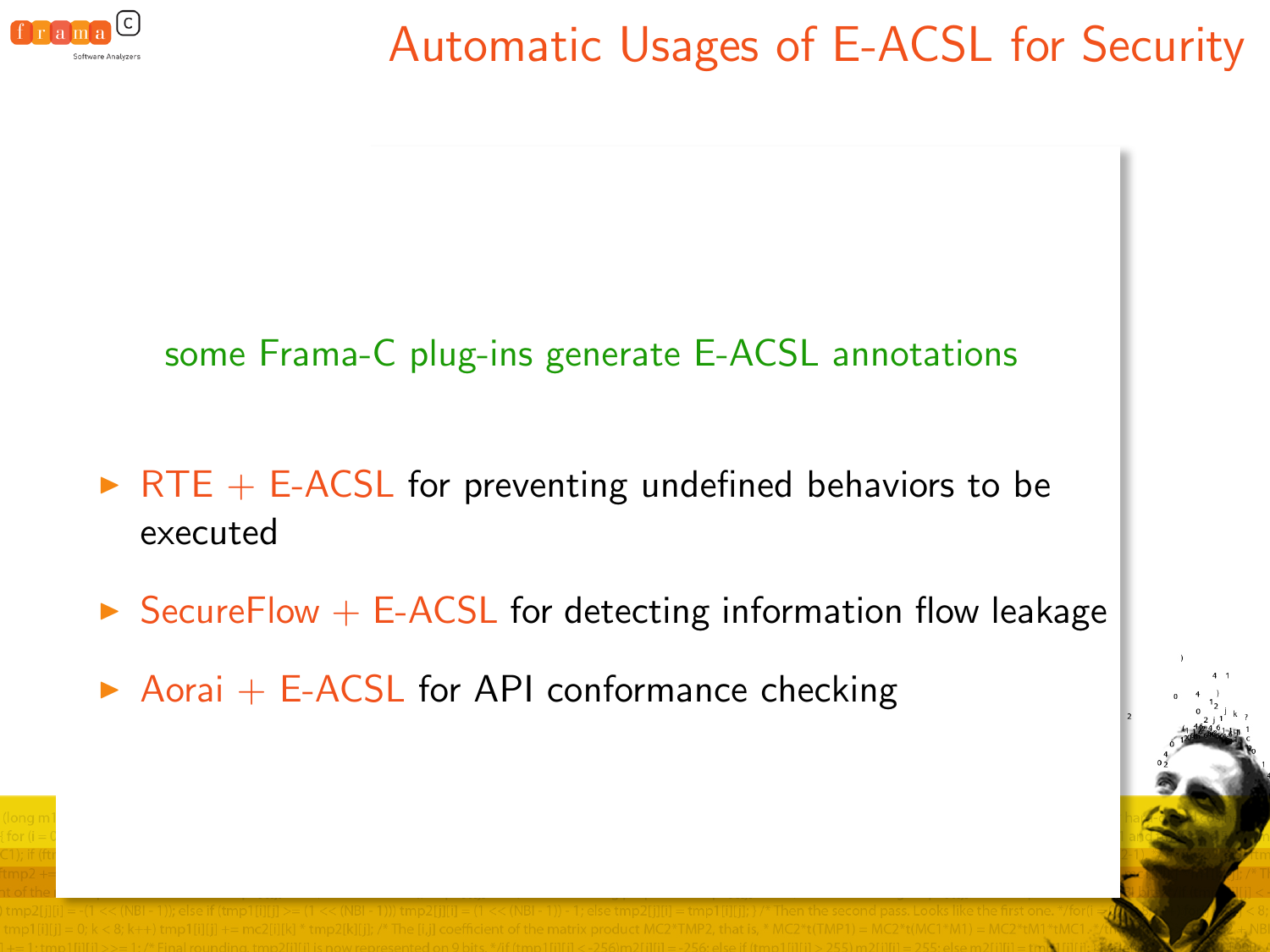# Automatic Usages of E-ACSL for Security

some Frama-C plug-ins generate E-ACSL annotations

- RTE + E-ACSL for preventing undefined behaviors to be executed
- SecureFlow + E-ACSL for detecting information flow leakage
- Aorai + E-ACSL for API conformance checking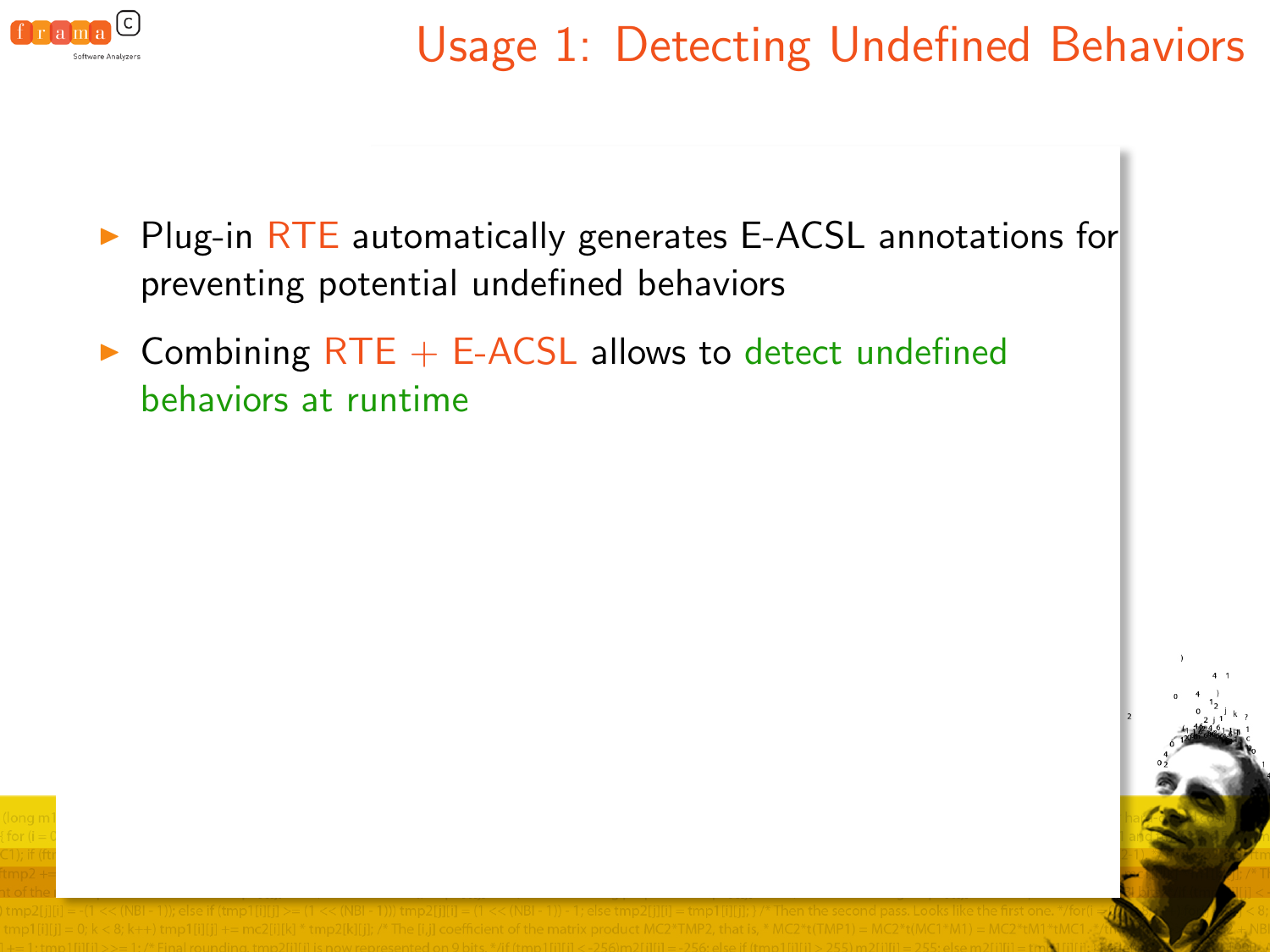# Usage 1: Detecting Undefined Behaviors

- Plug-in RTE automatically generates E-ACSL annotations for preventing potential undefined behaviors
- Combining RTE + E-ACSL allows to detect undefined behaviors at runtime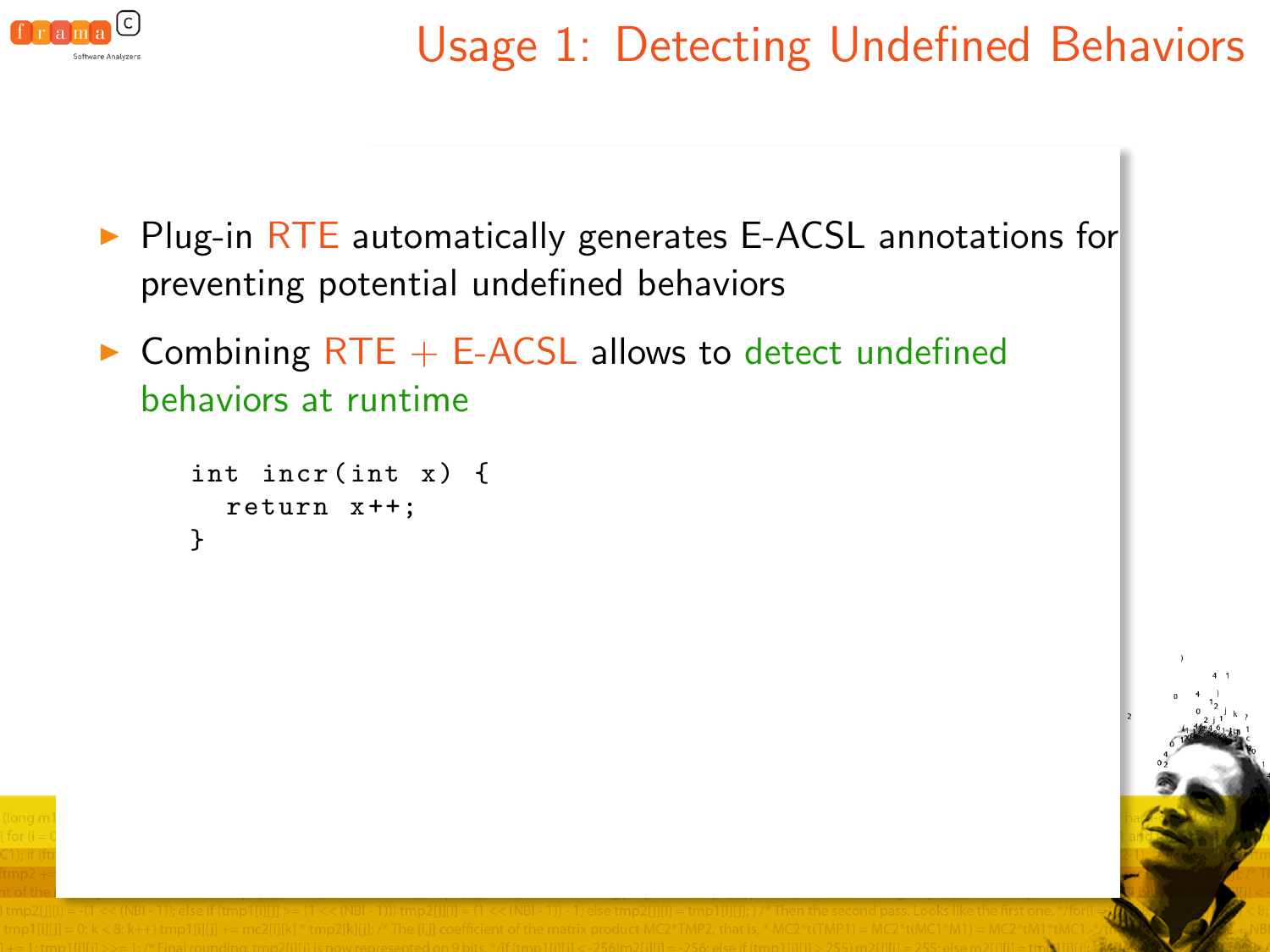# Usage 1: Detecting Undefined Behaviors

- Plug-in RTE automatically generates E-ACSL annotations for preventing potential undefined behaviors
- Combining RTE + E-ACSL allows to detect undefined behaviors at runtime

```
int incr(int x) {
  return x++;
}
```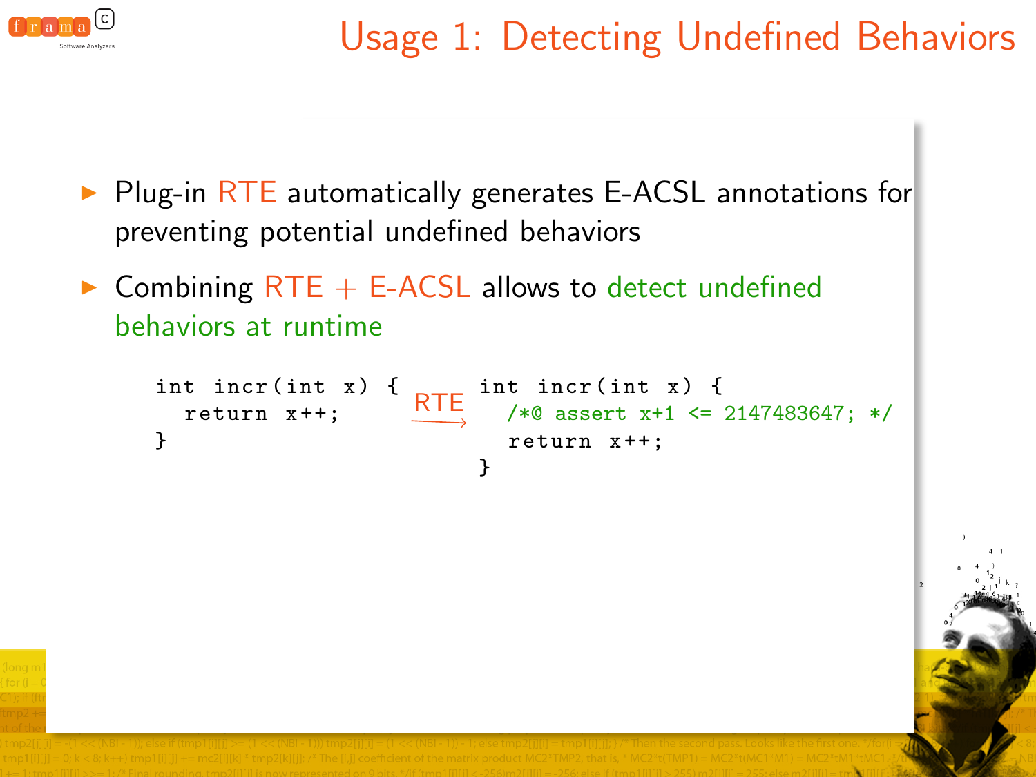# Usage 1: Detecting Undefined Behaviors

- Plug-in RTE automatically generates E-ACSL annotations for preventing potential undefined behaviors
- Combining RTE + E-ACSL allows to detect undefined behaviors at runtime

```
int incr(int x) {
  return x++;
}
```

RTE →

```
int incr(int x) {
  /*@ assert x+1 <= 2147483647; */
  return x++;
}
```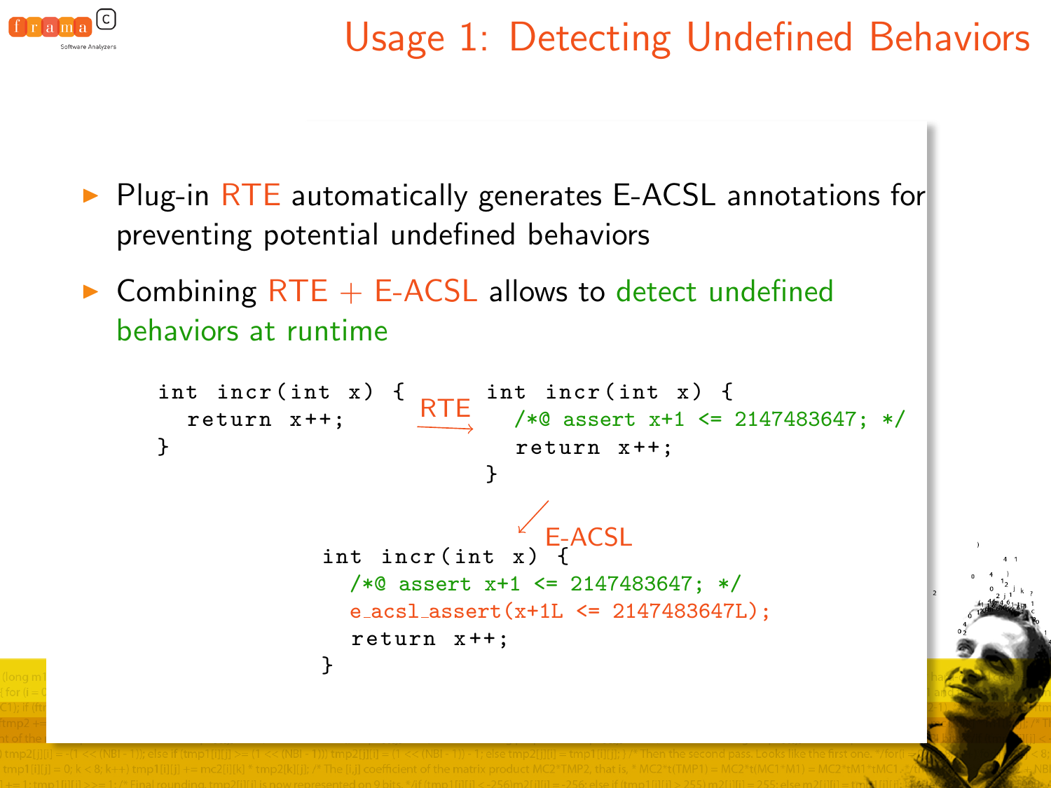# Usage 1: Detecting Undefined Behaviors

- Plug-in RTE automatically generates E-ACSL annotations for preventing potential undefined behaviors
- Combining RTE + E-ACSL allows to detect undefined behaviors at runtime

```
int incr(int x) {
  return x++;
}
```

RTE →

```
int incr(int x) {
  /*@ assert x+1 <= 2147483647; */
  return x++;
}
```

E-ACSL ↓

```
int incr(int x) {
  /*@ assert x+1 <= 2147483647; */
  e_acsl_assert(x+1L <= 2147483647L);
  return x++;
}
```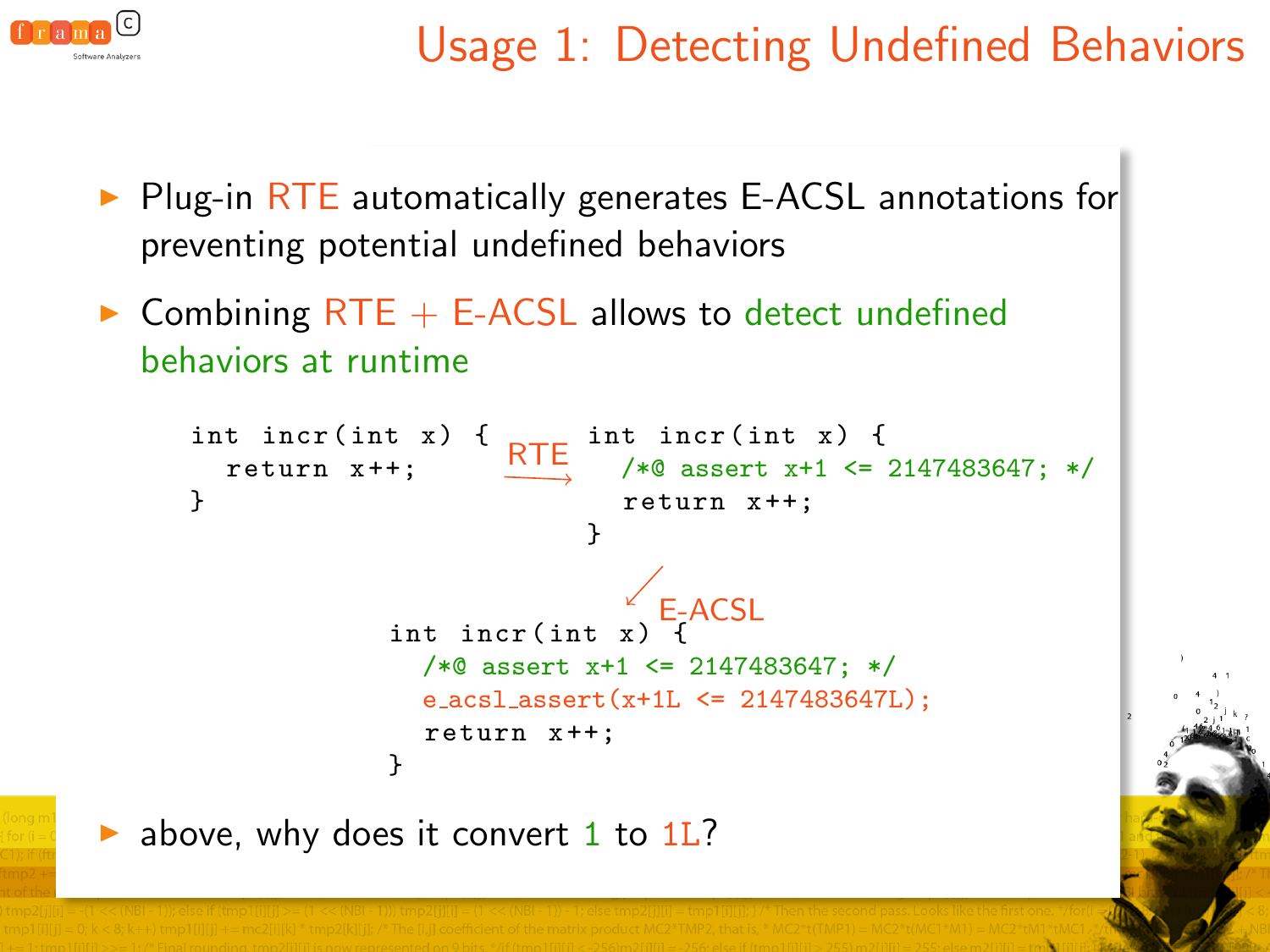# Usage 1: Detecting Undefined Behaviors

- Plug-in RTE automatically generates E-ACSL annotations for preventing potential undefined behaviors
- Combining RTE + E-ACSL allows to detect undefined behaviors at runtime

```
int incr(int x) {
  return x++;
}
```

RTE →

```
int incr(int x) {
  /*@ assert x+1 <= 2147483647; */
  return x++;
}
```

E-ACSL ↓

```
int incr(int x) {
  /*@ assert x+1 <= 2147483647; */
  e_acsl_assert(x+1L <= 2147483647L);
  return x++;
}
```

- above, why does it convert 1 to 1L?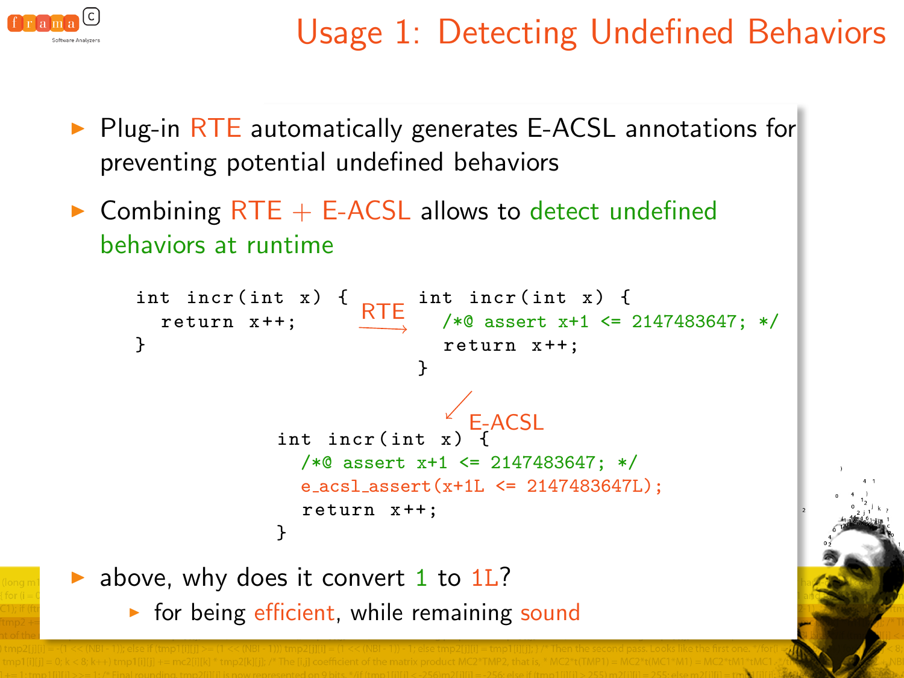# Usage 1: Detecting Undefined Behaviors

- Plug-in RTE automatically generates E-ACSL annotations for preventing potential undefined behaviors
- Combining RTE + E-ACSL allows to detect undefined behaviors at runtime

```
int incr(int x) {
  return x++;
}
```

RTE →

```
int incr(int x) {
  /*@ assert x+1 <= 2147483647; */
  return x++;
}
```

E-ACSL ↙

```
int incr(int x) {
  /*@ assert x+1 <= 2147483647; */
  e_acsl_assert(x+1L <= 2147483647L);
  return x++;
}
```

- above, why does it convert 1 to 1L?
  - for being efficient, while remaining sound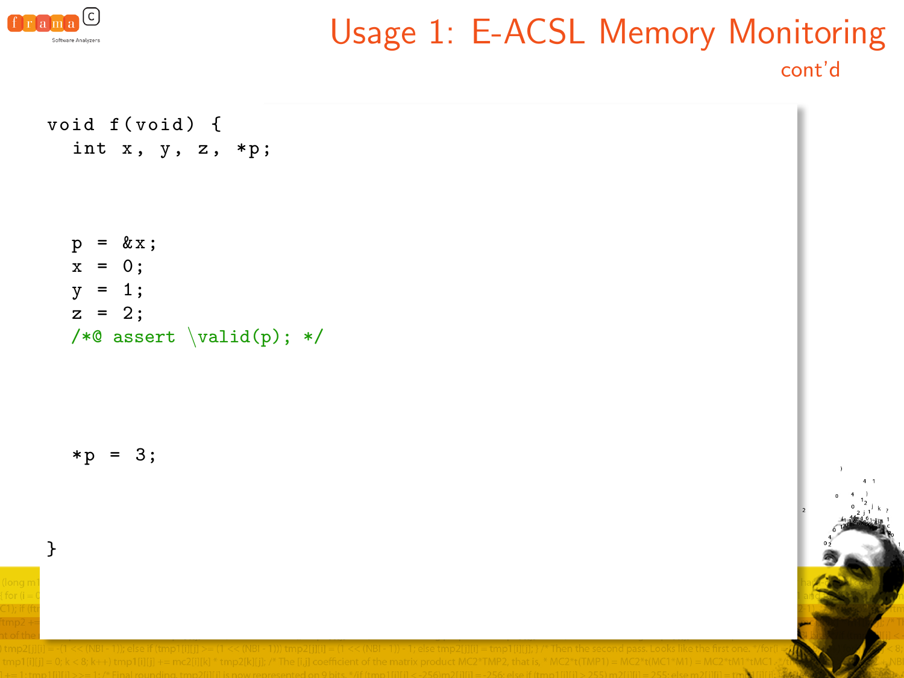# Usage 1: E-ACSL Memory Monitoring

cont'd

```
void f(void) {
  int x, y, z, *p;



  p = &x;
  x = 0;
  y = 1;
  z = 2;
  /*@ assert \valid(p); */





  *p = 3;



}
```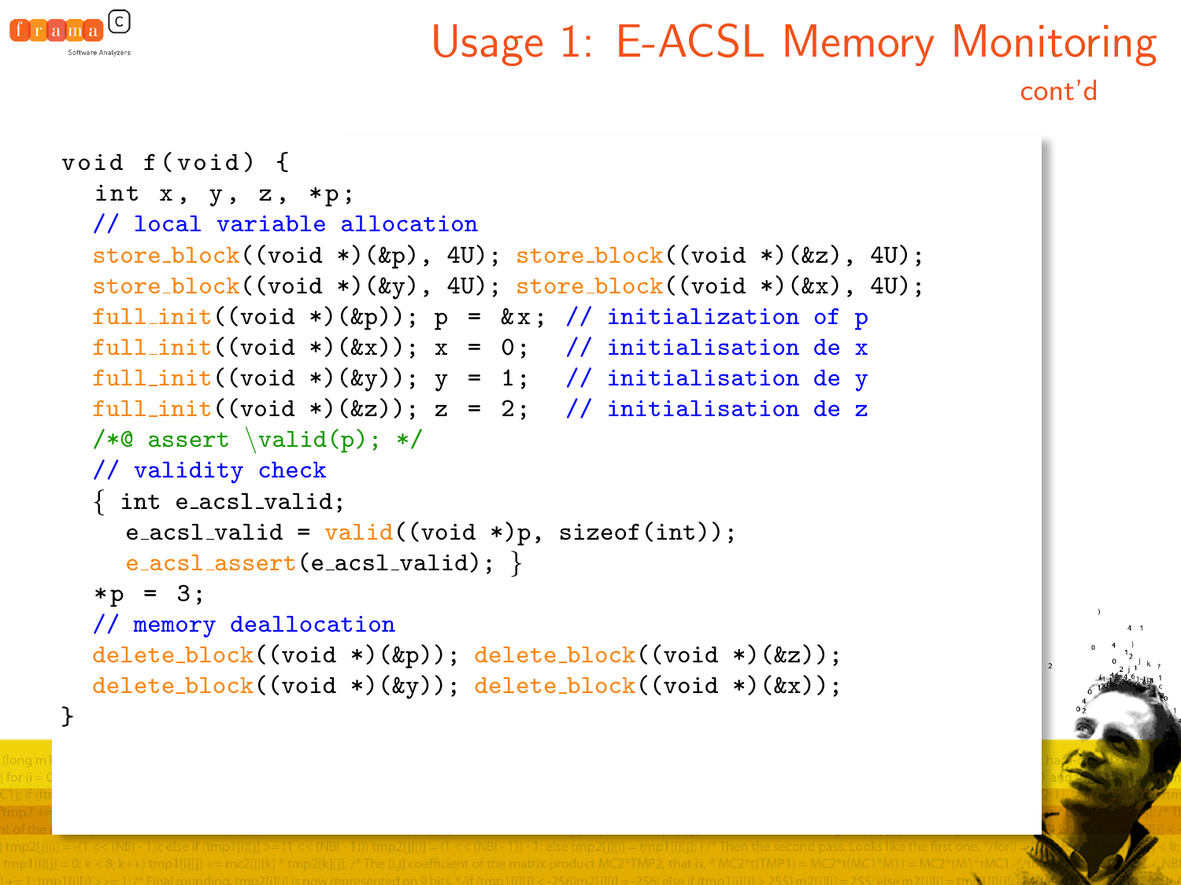# Usage 1: E-ACSL Memory Monitoring

cont'd

```
void f(void) {
  int x, y, z, *p;
  // local variable allocation
  store_block((void *)(&p), 4U); store_block((void *)(&z), 4U);
  store_block((void *)(&y), 4U); store_block((void *)(&x), 4U);
  full_init((void *)(&p)); p = &x; // initialization of p
  full_init((void *)(&x)); x = 0;  // initialisation de x
  full_init((void *)(&y)); y = 1;  // initialisation de y
  full_init((void *)(&z)); z = 2;  // initialisation de z
  /*@ assert \valid(p); */
  // validity check
  { int e_acsl_valid;
    e_acsl_valid = valid((void *)p, sizeof(int));
    e_acsl_assert(e_acsl_valid); }
  *p = 3;
  // memory deallocation
  delete_block((void *)(&p)); delete_block((void *)(&z));
  delete_block((void *)(&y)); delete_block((void *)(&x));
}
```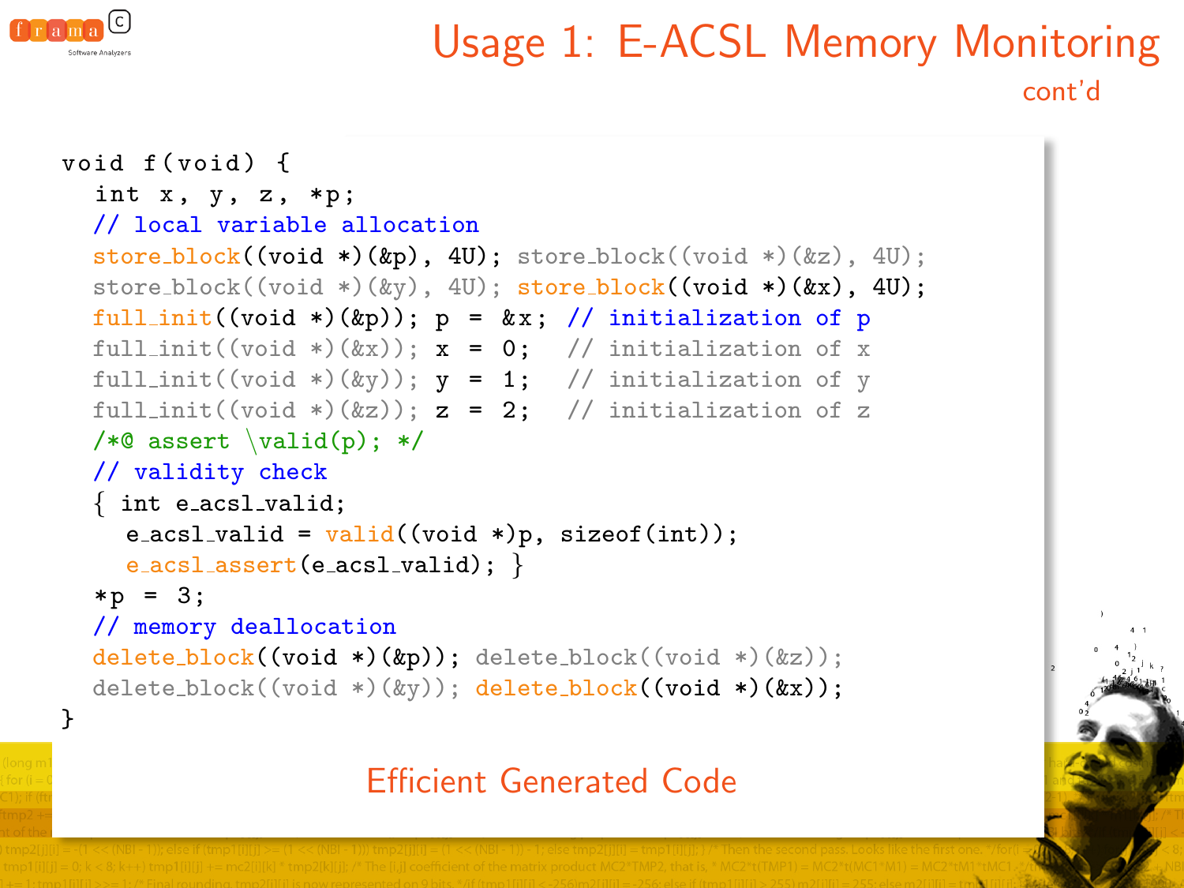# Usage 1: E-ACSL Memory Monitoring

cont'd

```
void f(void) {
  int x, y, z, *p;
  // local variable allocation
  store_block((void *)(&p), 4U); store_block((void *)(&z), 4U);
  store_block((void *)(&y), 4U); store_block((void *)(&x), 4U);
  full_init((void *)(&p)); p = &x; // initialization of p
  full_init((void *)(&x)); x = 0;  // initialization of x
  full_init((void *)(&y)); y = 1;  // initialization of y
  full_init((void *)(&z)); z = 2;  // initialization of z
  /*@ assert \valid(p); */
  // validity check
  { int e_acsl_valid;
    e_acsl_valid = valid((void *)p, sizeof(int));
    e_acsl_assert(e_acsl_valid); }
  *p = 3;
  // memory deallocation
  delete_block((void *)(&p)); delete_block((void *)(&z));
  delete_block((void *)(&y)); delete_block((void *)(&x));
}
```

Efficient Generated Code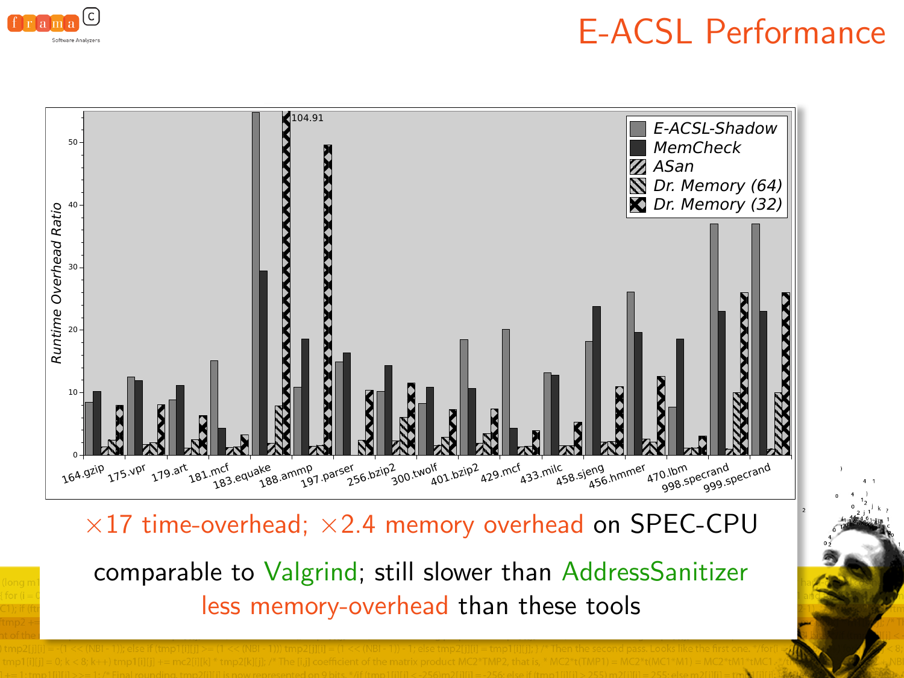# E-ACSL Performance

×17 time-overhead; ×2.4 memory overhead on SPEC-CPU

comparable to Valgrind; still slower than AddressSanitizer

less memory-overhead than these tools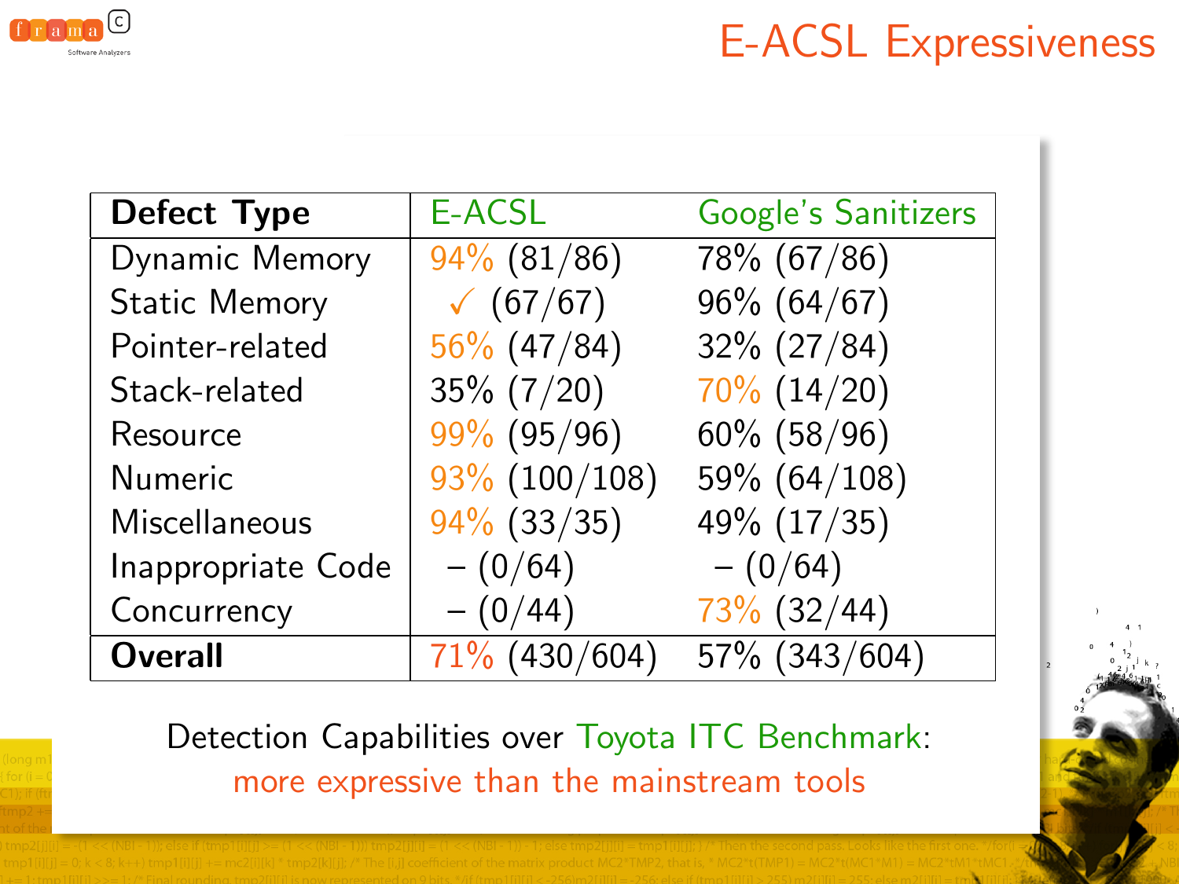# E-ACSL Expressiveness

| Defect Type | E-ACSL | Google's Sanitizers |
|---|---|---|
| Dynamic Memory | 94% (81/86) | 78% (67/86) |
| Static Memory | ✓ (67/67) | 96% (64/67) |
| Pointer-related | 56% (47/84) | 32% (27/84) |
| Stack-related | 35% (7/20) | 70% (14/20) |
| Resource | 99% (95/96) | 60% (58/96) |
| Numeric | 93% (100/108) | 59% (64/108) |
| Miscellaneous | 94% (33/35) | 49% (17/35) |
| Inappropriate Code | – (0/64) | – (0/64) |
| Concurrency | – (0/44) | 73% (32/44) |
| **Overall** | 71% (430/604) | 57% (343/604) |

Detection Capabilities over Toyota ITC Benchmark:
more expressive than the mainstream tools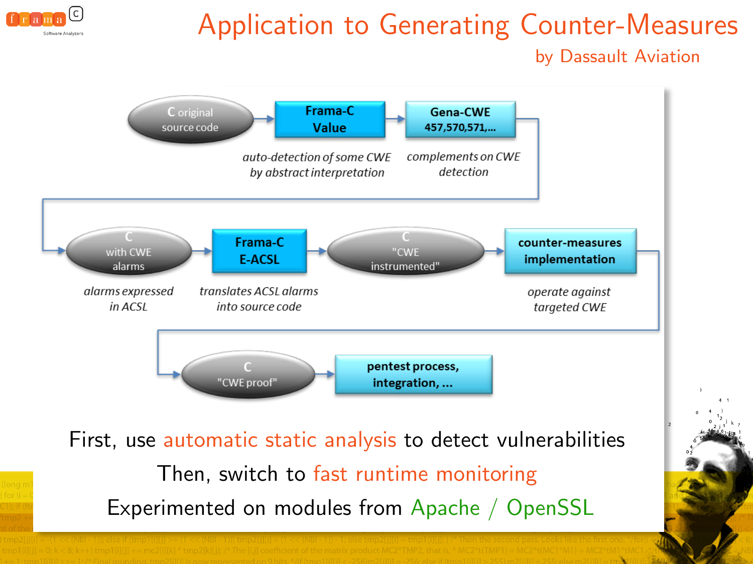# Application to Generating Counter-Measures

by Dassault Aviation

C original source code → **Frama-C Value** (*auto-detection of some CWE by abstract interpretation*) → **Gena-CWE 457,570,571,...** (*complements on CWE detection*)

→ C with CWE alarms (*alarms expressed in ACSL*) → **Frama-C E-ACSL** (*translates ACSL alarms into source code*) → C "CWE instrumented" → **counter-measures implementation** (*operate against targeted CWE*)

→ C "CWE proof" → **pentest process, integration, ...**

First, use automatic static analysis to detect vulnerabilities

Then, switch to fast runtime monitoring

Experimented on modules from Apache / OpenSSL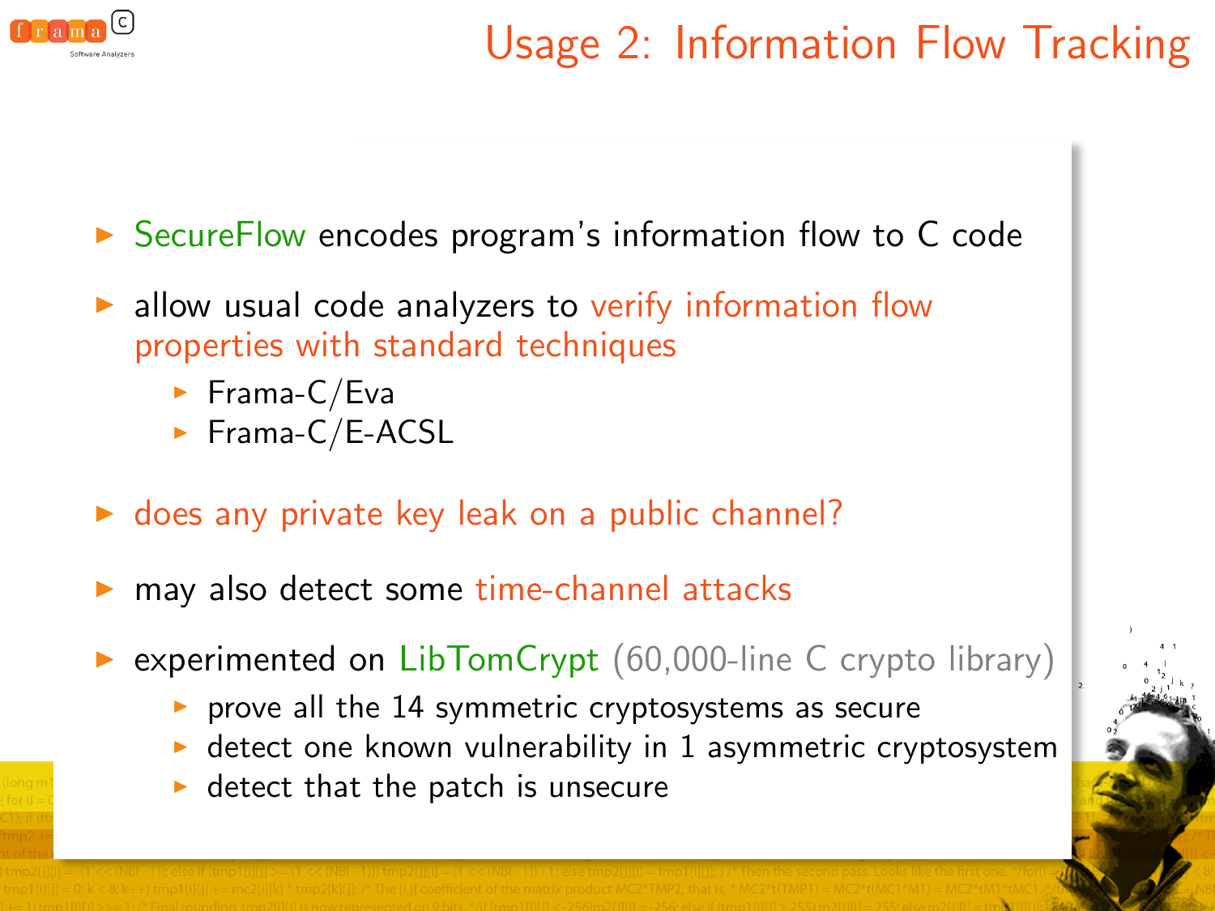# Usage 2: Information Flow Tracking

- SecureFlow encodes program's information flow to C code
- allow usual code analyzers to verify information flow properties with standard techniques
  - Frama-C/Eva
  - Frama-C/E-ACSL
- does any private key leak on a public channel?
- may also detect some time-channel attacks
- experimented on LibTomCrypt (60,000-line C crypto library)
  - prove all the 14 symmetric cryptosystems as secure
  - detect one known vulnerability in 1 asymmetric cryptosystem
  - detect that the patch is unsecure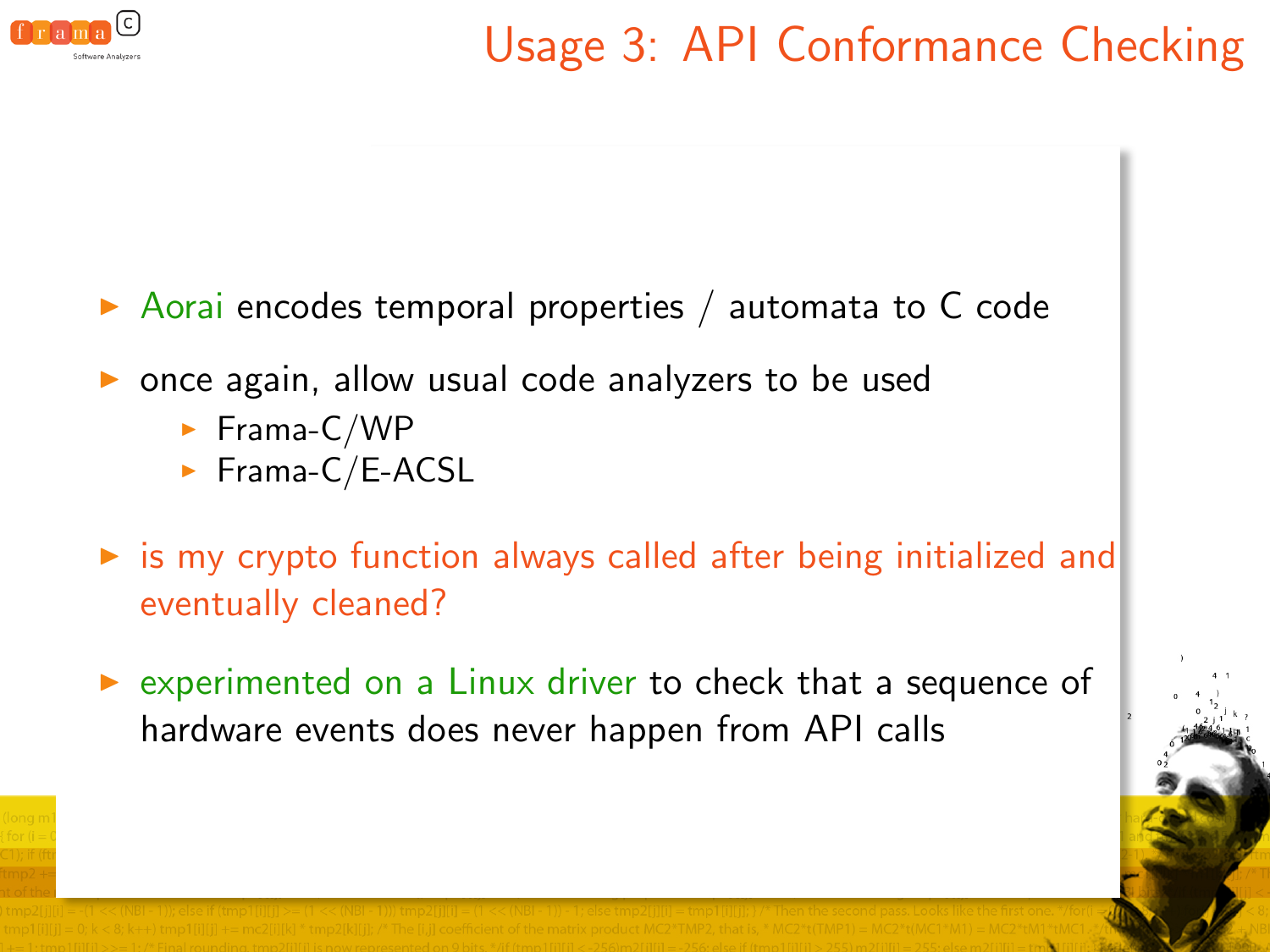# Usage 3: API Conformance Checking

- Aorai encodes temporal properties / automata to C code
- once again, allow usual code analyzers to be used
  - Frama-C/WP
  - Frama-C/E-ACSL
- is my crypto function always called after being initialized and eventually cleaned?
- experimented on a Linux driver to check that a sequence of hardware events does never happen from API calls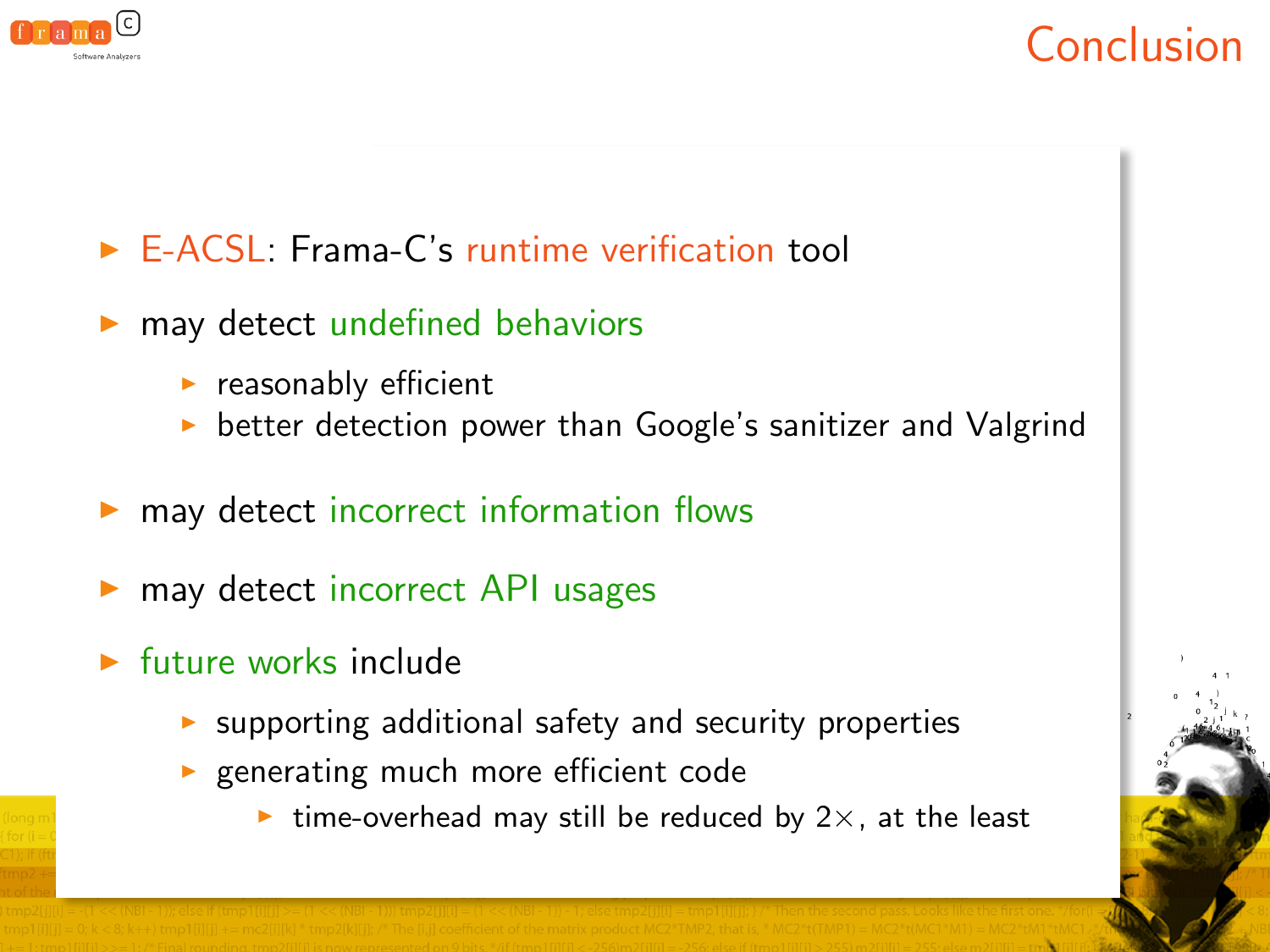# Conclusion

- E-ACSL: Frama-C's runtime verification tool
- may detect undefined behaviors
  - reasonably efficient
  - better detection power than Google's sanitizer and Valgrind
- may detect incorrect information flows
- may detect incorrect API usages
- future works include
  - supporting additional safety and security properties
  - generating much more efficient code
    - time-overhead may still be reduced by $2\times$, at the least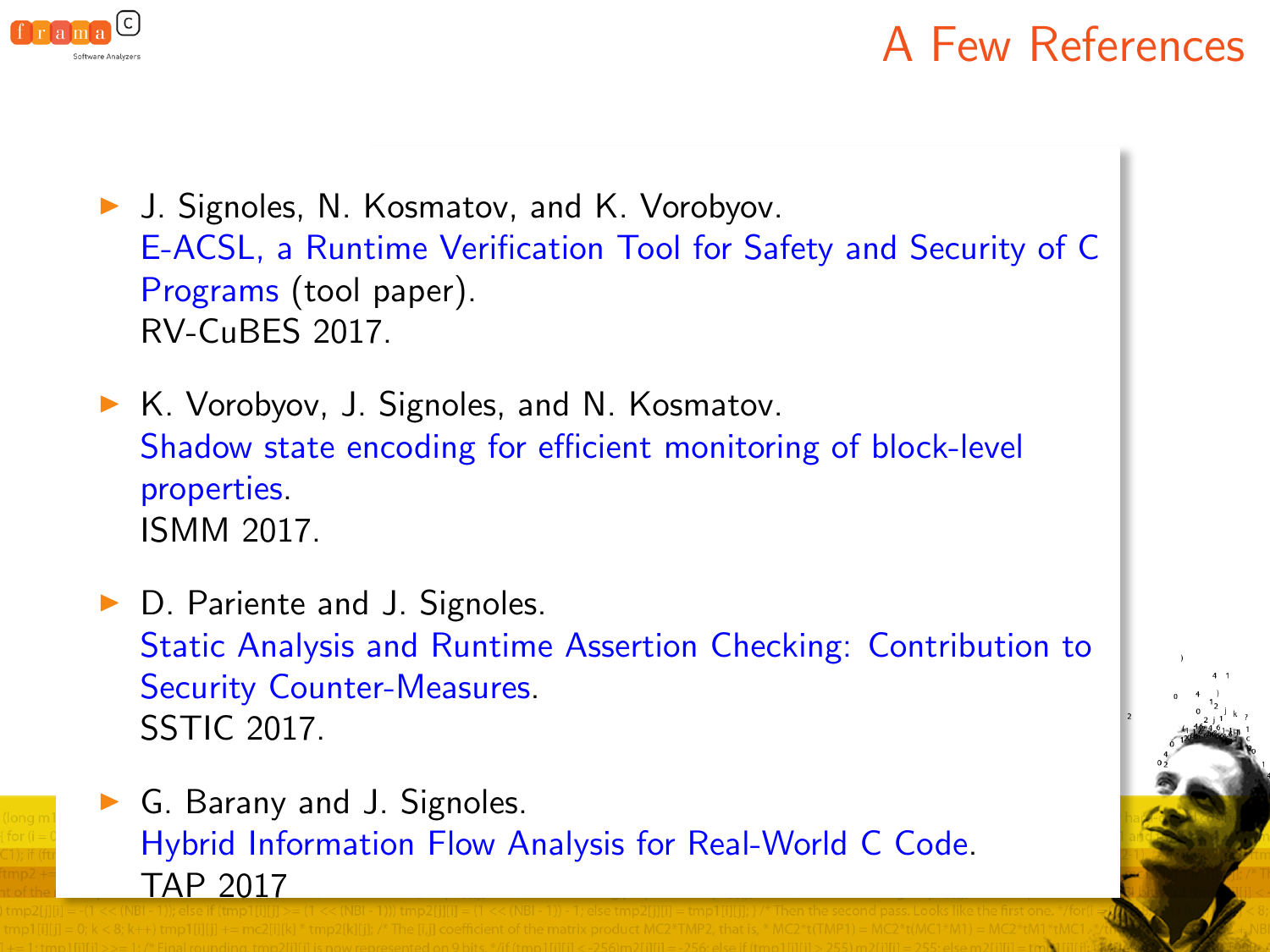# A Few References

- J. Signoles, N. Kosmatov, and K. Vorobyov.
  E-ACSL, a Runtime Verification Tool for Safety and Security of C Programs (tool paper).
  RV-CuBES 2017.

- K. Vorobyov, J. Signoles, and N. Kosmatov.
  Shadow state encoding for efficient monitoring of block-level properties.
  ISMM 2017.

- D. Pariente and J. Signoles.
  Static Analysis and Runtime Assertion Checking: Contribution to Security Counter-Measures.
  SSTIC 2017.

- G. Barany and J. Signoles.
  Hybrid Information Flow Analysis for Real-World C Code.
  TAP 2017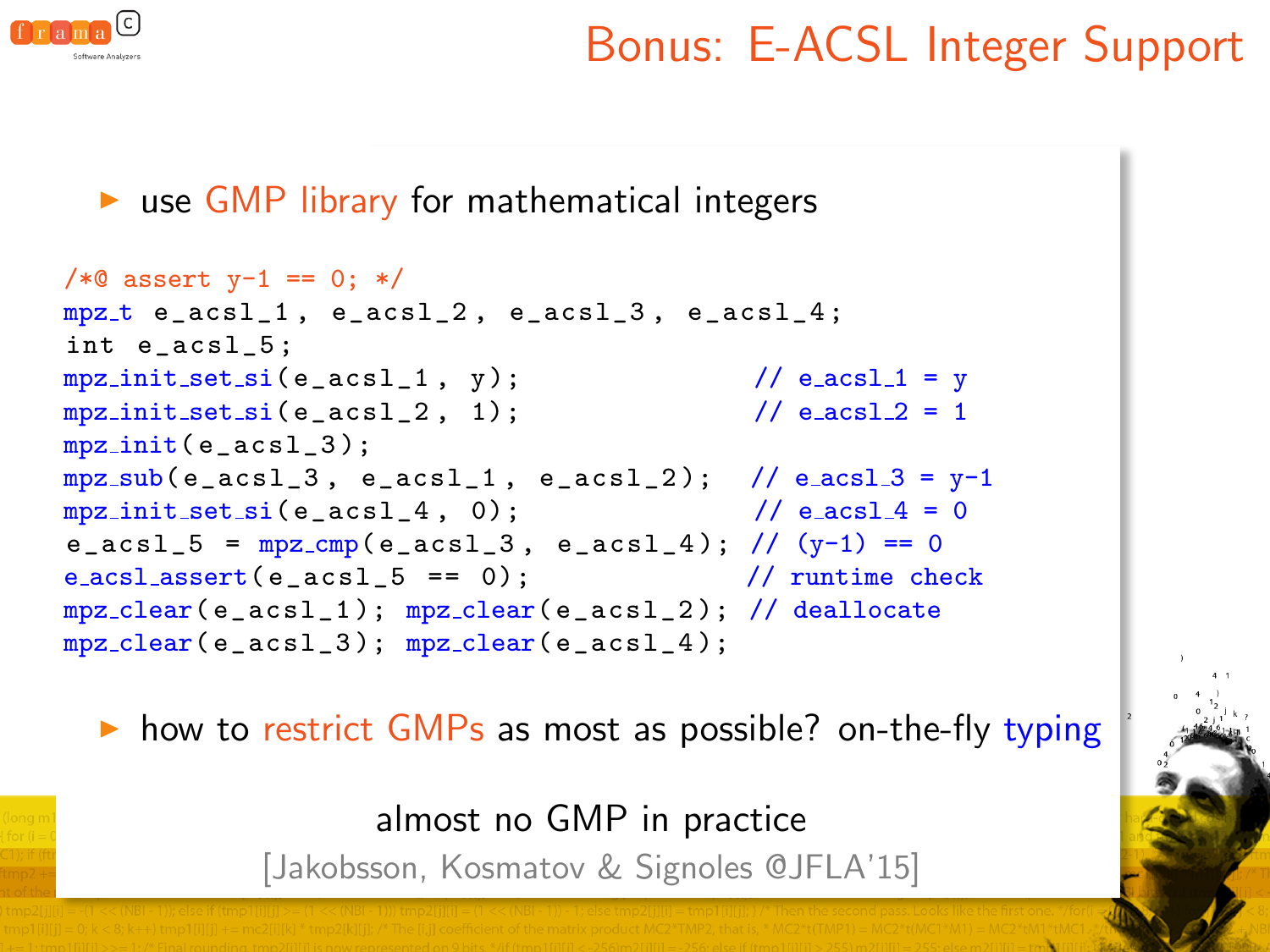# Bonus: E-ACSL Integer Support

- use GMP library for mathematical integers

```
/*@ assert y-1 == 0; */
mpz_t e_acsl_1, e_acsl_2, e_acsl_3, e_acsl_4;
int e_acsl_5;
mpz_init_set_si(e_acsl_1, y);                 // e_acsl_1 = y
mpz_init_set_si(e_acsl_2, 1);                 // e_acsl_2 = 1
mpz_init(e_acsl_3);
mpz_sub(e_acsl_3, e_acsl_1, e_acsl_2);  // e_acsl_3 = y-1
mpz_init_set_si(e_acsl_4, 0);                 // e_acsl_4 = 0
e_acsl_5 = mpz_cmp(e_acsl_3, e_acsl_4); // (y-1) == 0
e_acsl_assert(e_acsl_5 == 0);             // runtime check
mpz_clear(e_acsl_1); mpz_clear(e_acsl_2); // deallocate
mpz_clear(e_acsl_3); mpz_clear(e_acsl_4);
```

- how to restrict GMPs as most as possible? on-the-fly typing

almost no GMP in practice

[Jakobsson, Kosmatov & Signoles @JFLA'15]